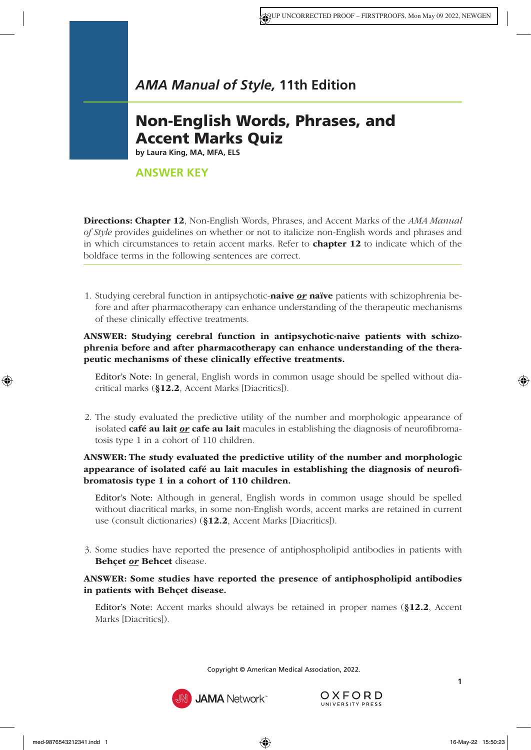*AMA Manual of Style,* 11th Edition

# Non-English Words, Phrases, and Accent Marks Quiz

**by Laura King, MA, MFA, ELS**

## ANSWER KEY

**Directions: Chapter 12**, Non-English Words, Phrases, and Accent Marks of the *AMA Manual of Style* provides guidelines on whether or not to italicize non-English words and phrases and in which circumstances to retain accent marks. Refer to **chapter 12** to indicate which of the boldface terms in the following sentences are correct.

1. Studying cerebral function in antipsychotic-**naive** ***or*** **naïve** patients with schizophrenia before and after pharmacotherapy can enhance understanding of the therapeutic mechanisms of these clinically effective treatments.

**ANSWER: Studying cerebral function in antipsychotic-naive patients with schizophrenia before and after pharmacotherapy can enhance understanding of the therapeutic mechanisms of these clinically effective treatments.**

Editor's Note: In general, English words in common usage should be spelled without diacritical marks (**§12.2**, Accent Marks [Diacritics]).

2. The study evaluated the predictive utility of the number and morphologic appearance of isolated **café au lait** ***or*** **cafe au lait** macules in establishing the diagnosis of neurofibromatosis type 1 in a cohort of 110 children.

**ANSWER: The study evaluated the predictive utility of the number and morphologic appearance of isolated café au lait macules in establishing the diagnosis of neurofibromatosis type 1 in a cohort of 110 children.**

Editor's Note: Although in general, English words in common usage should be spelled without diacritical marks, in some non-English words, accent marks are retained in current use (consult dictionaries) (**§12.2**, Accent Marks [Diacritics]).

3. Some studies have reported the presence of antiphospholipid antibodies in patients with **Behçet** ***or*** **Behcet** disease.

**ANSWER: Some studies have reported the presence of antiphospholipid antibodies in patients with Behçet disease.**

Editor's Note: Accent marks should always be retained in proper names (**§12.2**, Accent Marks [Diacritics]).

Copyright © American Medical Association, 2022.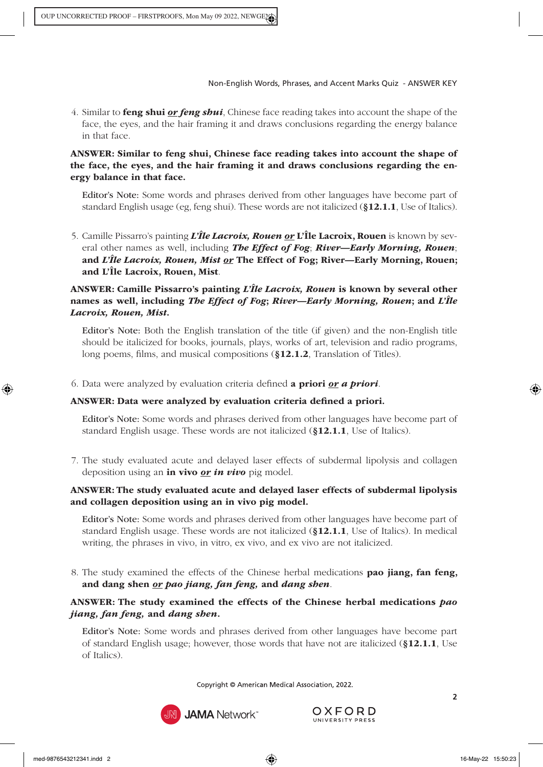4. Similar to **feng shui *or feng shui***, Chinese face reading takes into account the shape of the face, the eyes, and the hair framing it and draws conclusions regarding the energy balance in that face.

**ANSWER: Similar to feng shui, Chinese face reading takes into account the shape of the face, the eyes, and the hair framing it and draws conclusions regarding the energy balance in that face.**

Editor's Note: Some words and phrases derived from other languages have become part of standard English usage (eg, feng shui). These words are not italicized (**§12.1.1**, Use of Italics).

5. Camille Pissarro's painting ***L'Île Lacroix, Rouen* *or* L'Île Lacroix, Rouen** is known by several other names as well, including ***The Effect of Fog*; *River—Early Morning, Rouen*; and *L'Île Lacroix, Rouen, Mist* *or* The Effect of Fog; River—Early Morning, Rouen; and L'Île Lacroix, Rouen, Mist**.

**ANSWER: Camille Pissarro's painting *L'Île Lacroix, Rouen* is known by several other names as well, including *The Effect of Fog*; *River—Early Morning, Rouen*; and *L'Île Lacroix, Rouen, Mist*.**

Editor's Note: Both the English translation of the title (if given) and the non-English title should be italicized for books, journals, plays, works of art, television and radio programs, long poems, films, and musical compositions (**§12.1.2**, Translation of Titles).

6. Data were analyzed by evaluation criteria defined **a priori *or a priori***.

**ANSWER: Data were analyzed by evaluation criteria defined a priori.**

Editor's Note: Some words and phrases derived from other languages have become part of standard English usage. These words are not italicized (**§12.1.1**, Use of Italics).

7. The study evaluated acute and delayed laser effects of subdermal lipolysis and collagen deposition using an **in vivo *or in vivo*** pig model.

**ANSWER: The study evaluated acute and delayed laser effects of subdermal lipolysis and collagen deposition using an in vivo pig model.**

Editor's Note: Some words and phrases derived from other languages have become part of standard English usage. These words are not italicized (**§12.1.1**, Use of Italics). In medical writing, the phrases in vivo, in vitro, ex vivo, and ex vivo are not italicized.

8. The study examined the effects of the Chinese herbal medications **pao jiang, fan feng, and dang shen *or pao jiang, fan feng,* and *dang shen***.

**ANSWER: The study examined the effects of the Chinese herbal medications *pao jiang, fan feng,* and *dang shen*.**

Editor's Note: Some words and phrases derived from other languages have become part of standard English usage; however, those words that have not are italicized (**§12.1.1**, Use of Italics).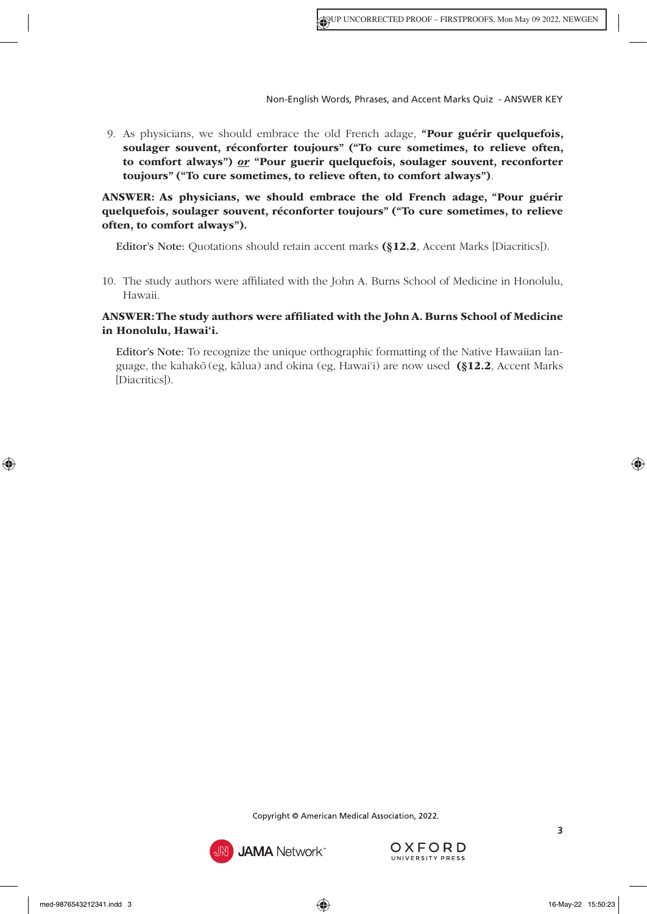9. As physicians, we should embrace the old French adage, **"Pour guérir quelquefois, soulager souvent, réconforter toujours" ("To cure sometimes, to relieve often, to comfort always")** ***or*** **"Pour guerir quelquefois, soulager souvent, reconforter toujours" ("To cure sometimes, to relieve often, to comfort always")**.

**ANSWER: As physicians, we should embrace the old French adage, "Pour guérir quelquefois, soulager souvent, réconforter toujours" ("To cure sometimes, to relieve often, to comfort always").**

Editor's Note: Quotations should retain accent marks **(§12.2**, Accent Marks [Diacritics]).

10. The study authors were affiliated with the John A. Burns School of Medicine in Honolulu, Hawaii.

**ANSWER: The study authors were affiliated with the John A. Burns School of Medicine in Honolulu, Hawai'i.**

Editor's Note: To recognize the unique orthographic formatting of the Native Hawaiian language, the kahakō (eg, kālua) and okina (eg, Hawai'i) are now used **(§12.2**, Accent Marks [Diacritics]).

Copyright © American Medical Association, 2022.